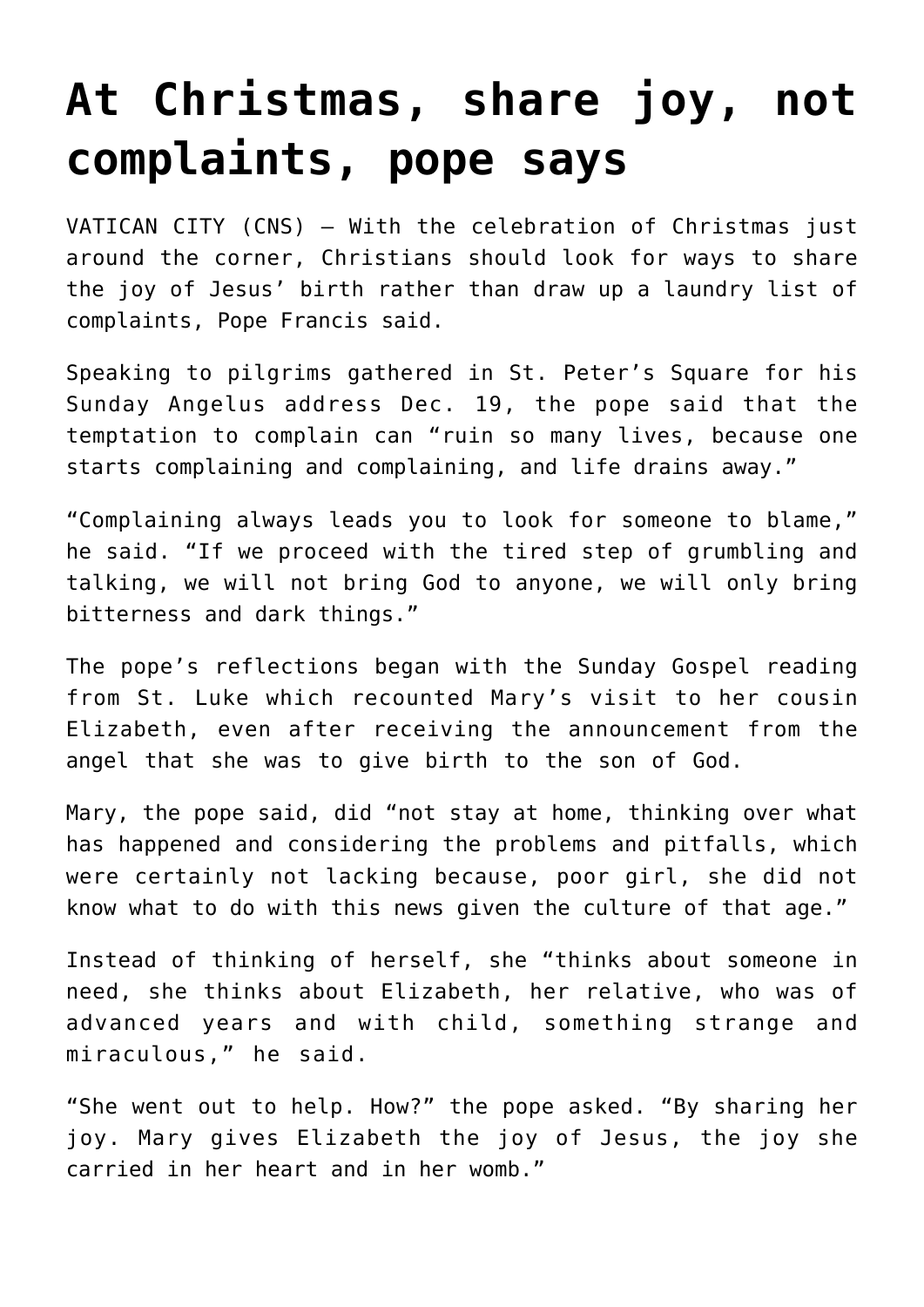# At Christmas, share joy, not complaints, pope says

VATICAN CITY (CNS) — With the celebration of Christmas just around the corner, Christians should look for ways to share the joy of Jesus' birth rather than draw up a laundry list of complaints, Pope Francis said.

Speaking to pilgrims gathered in St. Peter's Square for his Sunday Angelus address Dec. 19, the pope said that the temptation to complain can "ruin so many lives, because one starts complaining and complaining, and life drains away."

"Complaining always leads you to look for someone to blame," he said. "If we proceed with the tired step of grumbling and talking, we will not bring God to anyone, we will only bring bitterness and dark things."

The pope's reflections began with the Sunday Gospel reading from St. Luke which recounted Mary's visit to her cousin Elizabeth, even after receiving the announcement from the angel that she was to give birth to the son of God.

Mary, the pope said, did "not stay at home, thinking over what has happened and considering the problems and pitfalls, which were certainly not lacking because, poor girl, she did not know what to do with this news given the culture of that age."

Instead of thinking of herself, she "thinks about someone in need, she thinks about Elizabeth, her relative, who was of advanced years and with child, something strange and miraculous," he said.

"She went out to help. How?" the pope asked. "By sharing her joy. Mary gives Elizabeth the joy of Jesus, the joy she carried in her heart and in her womb."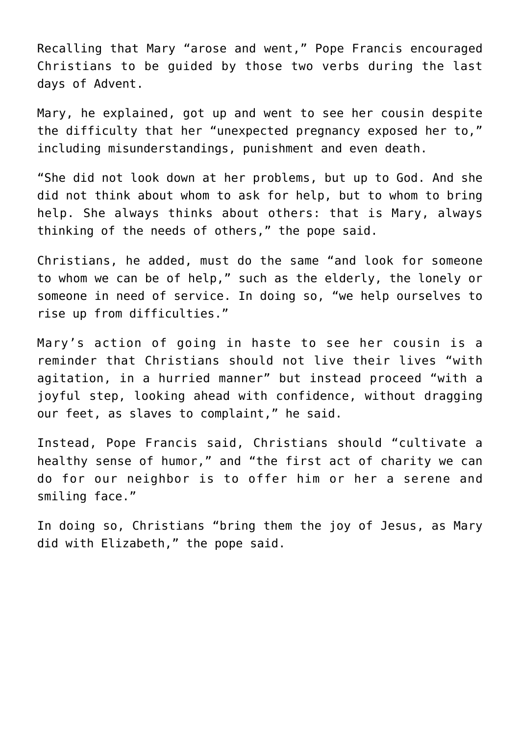Recalling that Mary “arose and went,” Pope Francis encouraged Christians to be guided by those two verbs during the last days of Advent.

Mary, he explained, got up and went to see her cousin despite the difficulty that her “unexpected pregnancy exposed her to,” including misunderstandings, punishment and even death.

“She did not look down at her problems, but up to God. And she did not think about whom to ask for help, but to whom to bring help. She always thinks about others: that is Mary, always thinking of the needs of others,” the pope said.

Christians, he added, must do the same “and look for someone to whom we can be of help,” such as the elderly, the lonely or someone in need of service. In doing so, “we help ourselves to rise up from difficulties.”

Mary’s action of going in haste to see her cousin is a reminder that Christians should not live their lives “with agitation, in a hurried manner” but instead proceed “with a joyful step, looking ahead with confidence, without dragging our feet, as slaves to complaint,” he said.

Instead, Pope Francis said, Christians should “cultivate a healthy sense of humor,” and “the first act of charity we can do for our neighbor is to offer him or her a serene and smiling face.”

In doing so, Christians “bring them the joy of Jesus, as Mary did with Elizabeth,” the pope said.